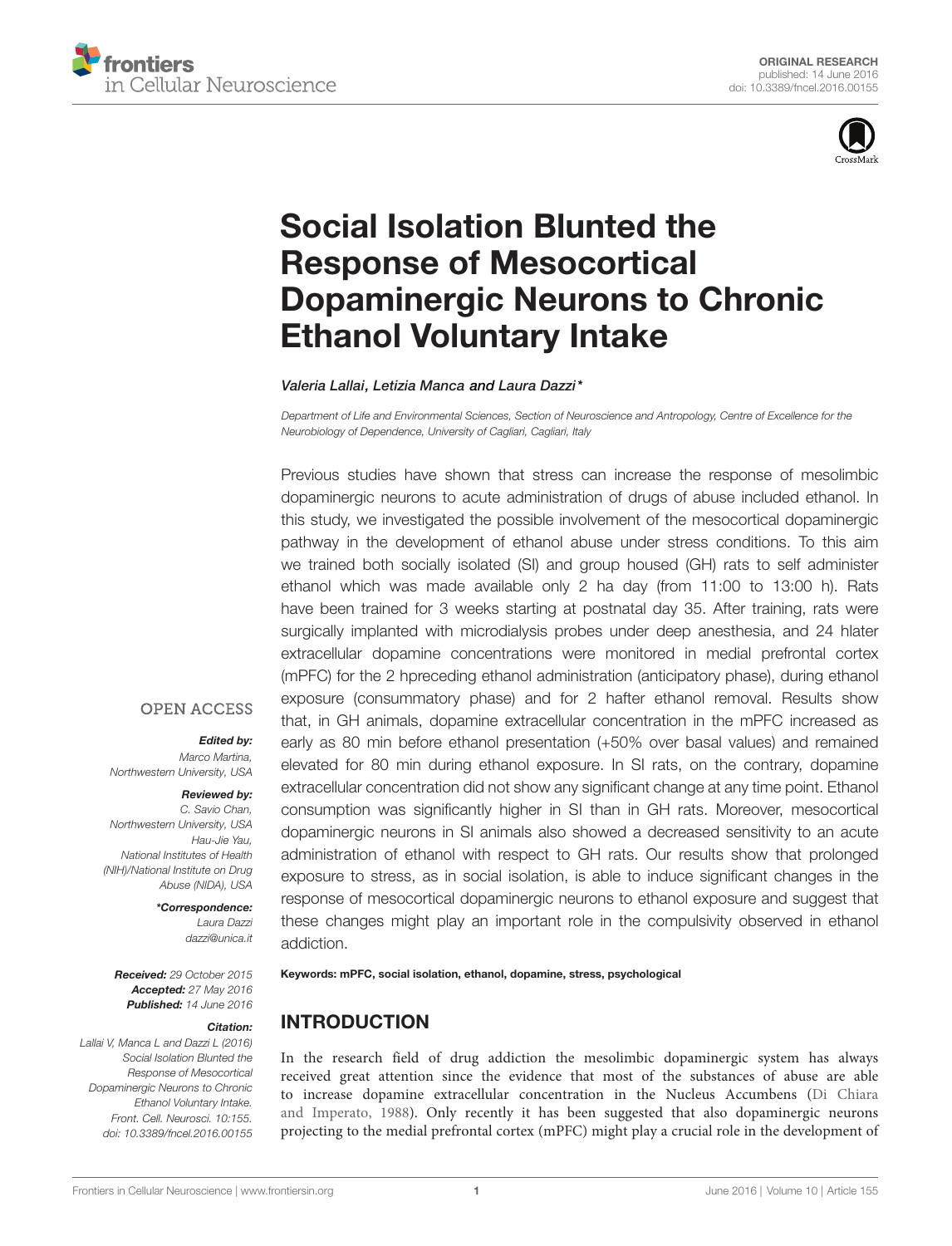ORIGINAL RESEARCH
published: 14 June 2016
doi: 10.3389/fncel.2016.00155

# Social Isolation Blunted the Response of Mesocortical Dopaminergic Neurons to Chronic Ethanol Voluntary Intake

*Valeria Lallai, Letizia Manca and Laura Dazzi**

*Department of Life and Environmental Sciences, Section of Neuroscience and Antropology, Centre of Excellence for the Neurobiology of Dependence, University of Cagliari, Cagliari, Italy*

Previous studies have shown that stress can increase the response of mesolimbic dopaminergic neurons to acute administration of drugs of abuse included ethanol. In this study, we investigated the possible involvement of the mesocortical dopaminergic pathway in the development of ethanol abuse under stress conditions. To this aim we trained both socially isolated (SI) and group housed (GH) rats to self administer ethanol which was made available only 2 ha day (from 11:00 to 13:00 h). Rats have been trained for 3 weeks starting at postnatal day 35. After training, rats were surgically implanted with microdialysis probes under deep anesthesia, and 24 hlater extracellular dopamine concentrations were monitored in medial prefrontal cortex (mPFC) for the 2 hpreceding ethanol administration (anticipatory phase), during ethanol exposure (consummatory phase) and for 2 hafter ethanol removal. Results show that, in GH animals, dopamine extracellular concentration in the mPFC increased as early as 80 min before ethanol presentation (+50% over basal values) and remained elevated for 80 min during ethanol exposure. In SI rats, on the contrary, dopamine extracellular concentration did not show any significant change at any time point. Ethanol consumption was significantly higher in SI than in GH rats. Moreover, mesocortical dopaminergic neurons in SI animals also showed a decreased sensitivity to an acute administration of ethanol with respect to GH rats. Our results show that prolonged exposure to stress, as in social isolation, is able to induce significant changes in the response of mesocortical dopaminergic neurons to ethanol exposure and suggest that these changes might play an important role in the compulsivity observed in ethanol addiction.

**Keywords: mPFC, social isolation, ethanol, dopamine, stress, psychological**

OPEN ACCESS

***Edited by:***
*Marco Martina, Northwestern University, USA*

***Reviewed by:***
*C. Savio Chan, Northwestern University, USA*
*Hau-Jie Yau, National Institutes of Health (NIH)/National Institute on Drug Abuse (NIDA), USA*

***\*Correspondence:***
*Laura Dazzi*
*dazzi@unica.it*

***Received:*** *29 October 2015*
***Accepted:*** *27 May 2016*
***Published:*** *14 June 2016*

***Citation:***
*Lallai V, Manca L and Dazzi L (2016) Social Isolation Blunted the Response of Mesocortical Dopaminergic Neurons to Chronic Ethanol Voluntary Intake. Front. Cell. Neurosci. 10:155. doi: 10.3389/fncel.2016.00155*

## INTRODUCTION

In the research field of drug addiction the mesolimbic dopaminergic system has always received great attention since the evidence that most of the substances of abuse are able to increase dopamine extracellular concentration in the Nucleus Accumbens (Di Chiara and Imperato, 1988). Only recently it has been suggested that also dopaminergic neurons projecting to the medial prefrontal cortex (mPFC) might play a crucial role in the development of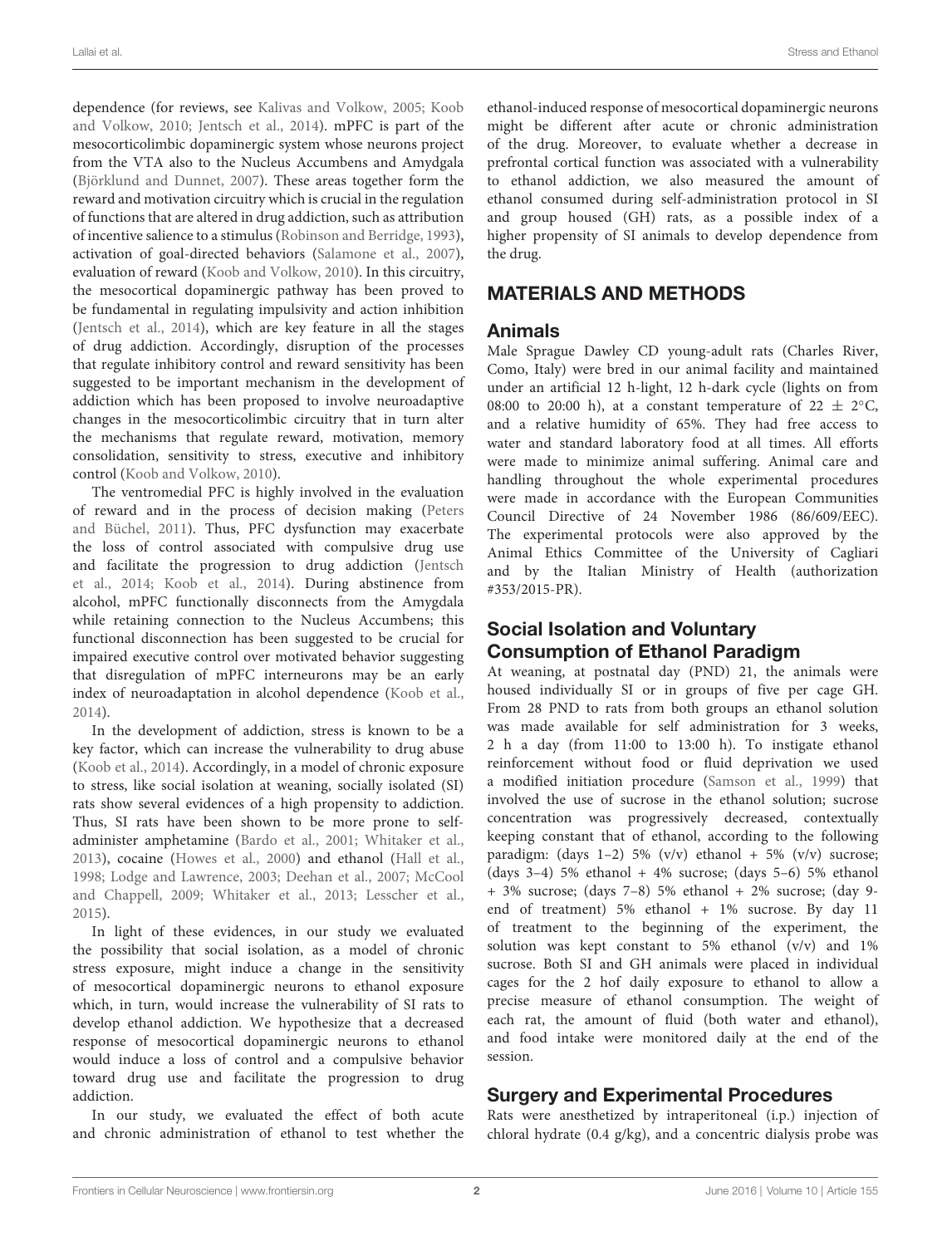dependence (for reviews, see Kalivas and Volkow, 2005; Koob and Volkow, 2010; Jentsch et al., 2014). mPFC is part of the mesocorticolimbic dopaminergic system whose neurons project from the VTA also to the Nucleus Accumbens and Amygdala (Björklund and Dunnet, 2007). These areas together form the reward and motivation circuitry which is crucial in the regulation of functions that are altered in drug addiction, such as attribution of incentive salience to a stimulus (Robinson and Berridge, 1993), activation of goal-directed behaviors (Salamone et al., 2007), evaluation of reward (Koob and Volkow, 2010). In this circuitry, the mesocortical dopaminergic pathway has been proved to be fundamental in regulating impulsivity and action inhibition (Jentsch et al., 2014), which are key feature in all the stages of drug addiction. Accordingly, disruption of the processes that regulate inhibitory control and reward sensitivity has been suggested to be important mechanism in the development of addiction which has been proposed to involve neuroadaptive changes in the mesocorticolimbic circuitry that in turn alter the mechanisms that regulate reward, motivation, memory consolidation, sensitivity to stress, executive and inhibitory control (Koob and Volkow, 2010).

The ventromedial PFC is highly involved in the evaluation of reward and in the process of decision making (Peters and Büchel, 2011). Thus, PFC dysfunction may exacerbate the loss of control associated with compulsive drug use and facilitate the progression to drug addiction (Jentsch et al., 2014; Koob et al., 2014). During abstinence from alcohol, mPFC functionally disconnects from the Amygdala while retaining connection to the Nucleus Accumbens; this functional disconnection has been suggested to be crucial for impaired executive control over motivated behavior suggesting that disregulation of mPFC interneurons may be an early index of neuroadaptation in alcohol dependence (Koob et al., 2014).

In the development of addiction, stress is known to be a key factor, which can increase the vulnerability to drug abuse (Koob et al., 2014). Accordingly, in a model of chronic exposure to stress, like social isolation at weaning, socially isolated (SI) rats show several evidences of a high propensity to addiction. Thus, SI rats have been shown to be more prone to self-administer amphetamine (Bardo et al., 2001; Whitaker et al., 2013), cocaine (Howes et al., 2000) and ethanol (Hall et al., 1998; Lodge and Lawrence, 2003; Deehan et al., 2007; McCool and Chappell, 2009; Whitaker et al., 2013; Lesscher et al., 2015).

In light of these evidences, in our study we evaluated the possibility that social isolation, as a model of chronic stress exposure, might induce a change in the sensitivity of mesocortical dopaminergic neurons to ethanol exposure which, in turn, would increase the vulnerability of SI rats to develop ethanol addiction. We hypothesize that a decreased response of mesocortical dopaminergic neurons to ethanol would induce a loss of control and a compulsive behavior toward drug use and facilitate the progression to drug addiction.

In our study, we evaluated the effect of both acute and chronic administration of ethanol to test whether the ethanol-induced response of mesocortical dopaminergic neurons might be different after acute or chronic administration of the drug. Moreover, to evaluate whether a decrease in prefrontal cortical function was associated with a vulnerability to ethanol addiction, we also measured the amount of ethanol consumed during self-administration protocol in SI and group housed (GH) rats, as a possible index of a higher propensity of SI animals to develop dependence from the drug.

## MATERIALS AND METHODS

### Animals

Male Sprague Dawley CD young-adult rats (Charles River, Como, Italy) were bred in our animal facility and maintained under an artificial 12 h-light, 12 h-dark cycle (lights on from 08:00 to 20:00 h), at a constant temperature of 22 ± 2°C, and a relative humidity of 65%. They had free access to water and standard laboratory food at all times. All efforts were made to minimize animal suffering. Animal care and handling throughout the whole experimental procedures were made in accordance with the European Communities Council Directive of 24 November 1986 (86/609/EEC). The experimental protocols were also approved by the Animal Ethics Committee of the University of Cagliari and by the Italian Ministry of Health (authorization #353/2015-PR).

### Social Isolation and Voluntary Consumption of Ethanol Paradigm

At weaning, at postnatal day (PND) 21, the animals were housed individually SI or in groups of five per cage GH. From 28 PND to rats from both groups an ethanol solution was made available for self administration for 3 weeks, 2 h a day (from 11:00 to 13:00 h). To instigate ethanol reinforcement without food or fluid deprivation we used a modified initiation procedure (Samson et al., 1999) that involved the use of sucrose in the ethanol solution; sucrose concentration was progressively decreased, contextually keeping constant that of ethanol, according to the following paradigm: (days 1–2) 5% (v/v) ethanol + 5% (v/v) sucrose; (days 3–4) 5% ethanol + 4% sucrose; (days 5–6) 5% ethanol + 3% sucrose; (days 7–8) 5% ethanol + 2% sucrose; (day 9-end of treatment) 5% ethanol + 1% sucrose. By day 11 of treatment to the beginning of the experiment, the solution was kept constant to 5% ethanol (v/v) and 1% sucrose. Both SI and GH animals were placed in individual cages for the 2 hof daily exposure to ethanol to allow a precise measure of ethanol consumption. The weight of each rat, the amount of fluid (both water and ethanol), and food intake were monitored daily at the end of the session.

### Surgery and Experimental Procedures

Rats were anesthetized by intraperitoneal (i.p.) injection of chloral hydrate (0.4 g/kg), and a concentric dialysis probe was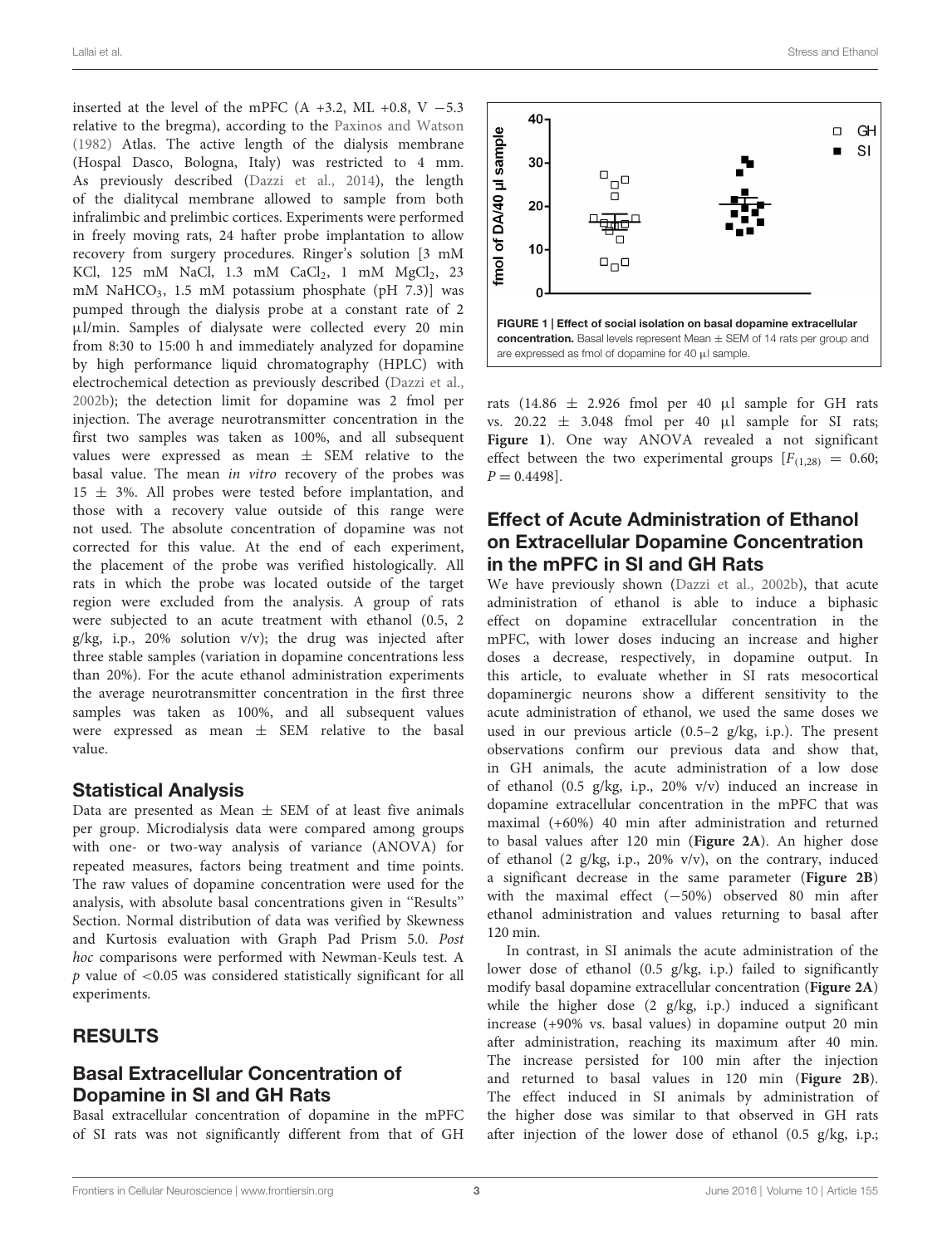inserted at the level of the mPFC (A +3.2, ML +0.8, V −5.3 relative to the bregma), according to the Paxinos and Watson (1982) Atlas. The active length of the dialysis membrane (Hospal Dasco, Bologna, Italy) was restricted to 4 mm. As previously described (Dazzi et al., 2014), the length of the dialitycal membrane allowed to sample from both infralimbic and prelimbic cortices. Experiments were performed in freely moving rats, 24 hafter probe implantation to allow recovery from surgery procedures. Ringer's solution [3 mM KCl, 125 mM NaCl, 1.3 mM $CaCl_2$, 1 mM $MgCl_2$, 23 mM $NaHCO_3$, 1.5 mM potassium phosphate (pH 7.3)] was pumped through the dialysis probe at a constant rate of 2 μl/min. Samples of dialysate were collected every 20 min from 8:30 to 15:00 h and immediately analyzed for dopamine by high performance liquid chromatography (HPLC) with electrochemical detection as previously described (Dazzi et al., 2002b); the detection limit for dopamine was 2 fmol per injection. The average neurotransmitter concentration in the first two samples was taken as 100%, and all subsequent values were expressed as mean ± SEM relative to the basal value. The mean *in vitro* recovery of the probes was 15 ± 3%. All probes were tested before implantation, and those with a recovery value outside of this range were not used. The absolute concentration of dopamine was not corrected for this value. At the end of each experiment, the placement of the probe was verified histologically. All rats in which the probe was located outside of the target region were excluded from the analysis. A group of rats were subjected to an acute treatment with ethanol (0.5, 2 g/kg, i.p., 20% solution v/v); the drug was injected after three stable samples (variation in dopamine concentrations less than 20%). For the acute ethanol administration experiments the average neurotransmitter concentration in the first three samples was taken as 100%, and all subsequent values were expressed as mean ± SEM relative to the basal value.

## Statistical Analysis

Data are presented as Mean ± SEM of at least five animals per group. Microdialysis data were compared among groups with one- or two-way analysis of variance (ANOVA) for repeated measures, factors being treatment and time points. The raw values of dopamine concentration were used for the analysis, with absolute basal concentrations given in "Results" Section. Normal distribution of data was verified by Skewness and Kurtosis evaluation with Graph Pad Prism 5.0. *Post hoc* comparisons were performed with Newman-Keuls test. A $p$ value of $<0.05$ was considered statistically significant for all experiments.

# RESULTS

## Basal Extracellular Concentration of Dopamine in SI and GH Rats

Basal extracellular concentration of dopamine in the mPFC of SI rats was not significantly different from that of GH rats (14.86 ± 2.926 fmol per 40 μl sample for GH rats vs. 20.22 ± 3.048 fmol per 40 μl sample for SI rats; **Figure 1**). One way ANOVA revealed a not significant effect between the two experimental groups [$F_{(1,28)} = 0.60$; $P = 0.4498$].

**FIGURE 1 | Effect of social isolation on basal dopamine extracellular concentration.** Basal levels represent Mean ± SEM of 14 rats per group and are expressed as fmol of dopamine for 40 μl sample.

## Effect of Acute Administration of Ethanol on Extracellular Dopamine Concentration in the mPFC in SI and GH Rats

We have previously shown (Dazzi et al., 2002b), that acute administration of ethanol is able to induce a biphasic effect on dopamine extracellular concentration in the mPFC, with lower doses inducing an increase and higher doses a decrease, respectively, in dopamine output. In this article, to evaluate whether in SI rats mesocortical dopaminergic neurons show a different sensitivity to the acute administration of ethanol, we used the same doses we used in our previous article (0.5–2 g/kg, i.p.). The present observations confirm our previous data and show that, in GH animals, the acute administration of a low dose of ethanol (0.5 g/kg, i.p., 20% v/v) induced an increase in dopamine extracellular concentration in the mPFC that was maximal (+60%) 40 min after administration and returned to basal values after 120 min (**Figure 2A**). An higher dose of ethanol (2 g/kg, i.p., 20% v/v), on the contrary, induced a significant decrease in the same parameter (**Figure 2B**) with the maximal effect (−50%) observed 80 min after ethanol administration and values returning to basal after 120 min.

In contrast, in SI animals the acute administration of the lower dose of ethanol (0.5 g/kg, i.p.) failed to significantly modify basal dopamine extracellular concentration (**Figure 2A**) while the higher dose (2 g/kg, i.p.) induced a significant increase (+90% vs. basal values) in dopamine output 20 min after administration, reaching its maximum after 40 min. The increase persisted for 100 min after the injection and returned to basal values in 120 min (**Figure 2B**). The effect induced in SI animals by administration of the higher dose was similar to that observed in GH rats after injection of the lower dose of ethanol (0.5 g/kg, i.p.;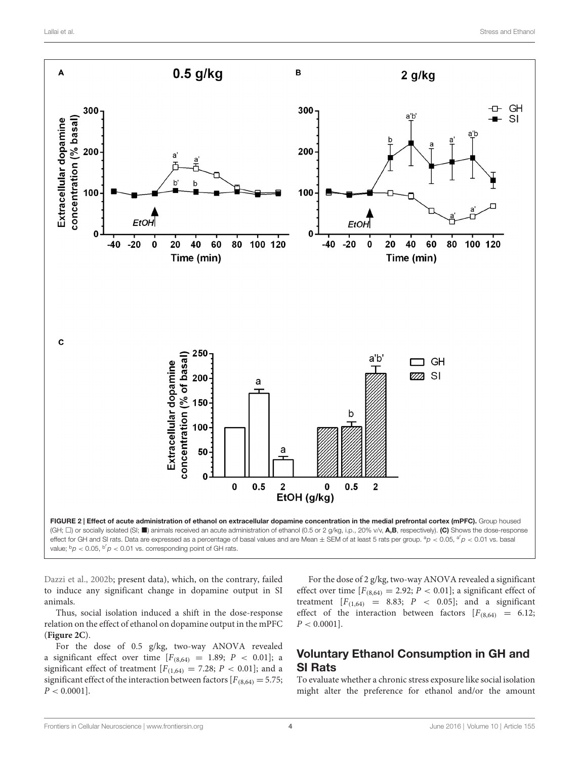FIGURE 2 | **Effect of acute administration of ethanol on extracellular dopamine concentration in the medial prefrontal cortex (mPFC).** Group housed (GH; □) or socially isolated (SI; ■) animals received an acute administration of ethanol (0.5 or 2 g/kg, i.p., 20% v/v, **A,B**, respectively). **(C)** Shows the dose-response effect for GH and SI rats. Data are expressed as a percentage of basal values and are Mean ± SEM of at least 5 rats per group. $^{a}p < 0.05$, $^{a'}p < 0.01$ vs. basal value; $^{b}p < 0.05$, $^{b'}p < 0.01$ vs. corresponding point of GH rats.

Dazzi et al., 2002b; present data), which, on the contrary, failed to induce any significant change in dopamine output in SI animals.

Thus, social isolation induced a shift in the dose-response relation on the effect of ethanol on dopamine output in the mPFC (**Figure 2C**).

For the dose of 0.5 g/kg, two-way ANOVA revealed a significant effect over time [$F_{(8,64)} = 1.89$; $P < 0.01$]; a significant effect of treatment [$F_{(1,64)} = 7.28$; $P < 0.01$]; and a significant effect of the interaction between factors [$F_{(8,64)} = 5.75$; $P < 0.0001$].

For the dose of 2 g/kg, two-way ANOVA revealed a significant effect over time [$F_{(8,64)} = 2.92$; $P < 0.01$]; a significant effect of treatment [$F_{(1,64)} = 8.83$; $P < 0.05$]; and a significant effect of the interaction between factors [$F_{(8,64)} = 6.12$; $P < 0.0001$].

## Voluntary Ethanol Consumption in GH and SI Rats

To evaluate whether a chronic stress exposure like social isolation might alter the preference for ethanol and/or the amount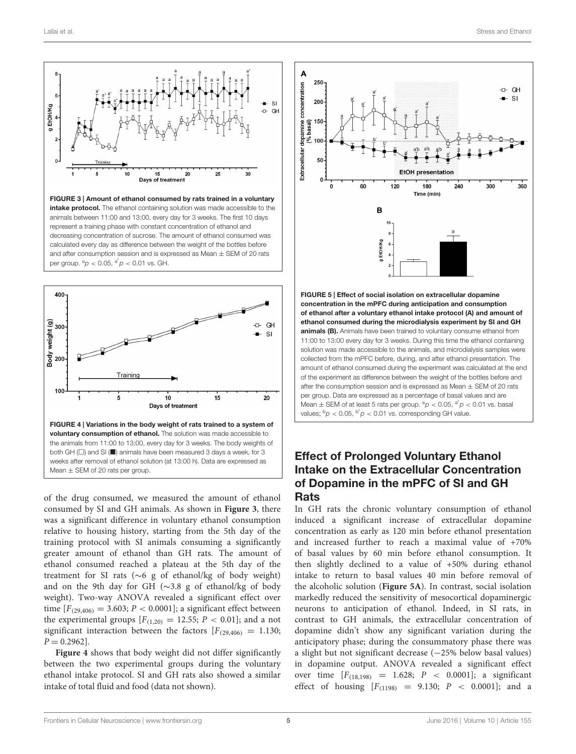**FIGURE 3 | Amount of ethanol consumed by rats trained in a voluntary intake protocol.** The ethanol containing solution was made accessible to the animals between 11:00 and 13:00, every day for 3 weeks. The first 10 days represent a training phase with constant concentration of ethanol and decreasing concentration of sucrose. The amount of ethanol consumed was calculated every day as difference between the weight of the bottles before and after consumption session and is expressed as Mean ± SEM of 20 rats per group. $^{a}p < 0.05$, $^{a'}p < 0.01$ vs. GH.

**FIGURE 4 | Variations in the body weight of rats trained to a system of voluntary consumption of ethanol.** The solution was made accessible to the animals from 11:00 to 13:00, every day for 3 weeks. The body weights of both GH (□) and SI (■) animals have been measured 3 days a week, for 3 weeks after removal of ethanol solution (at 13:00 h). Data are expressed as Mean ± SEM of 20 rats per group.

of the drug consumed, we measured the amount of ethanol consumed by SI and GH animals. As shown in **Figure 3**, there was a significant difference in voluntary ethanol consumption relative to housing history, starting from the 5th day of the training protocol with SI animals consuming a significantly greater amount of ethanol than GH rats. The amount of ethanol consumed reached a plateau at the 5th day of the treatment for SI rats (∼6 g of ethanol/kg of body weight) and on the 9th day for GH (∼3.8 g of ethanol/kg of body weight). Two-way ANOVA revealed a significant effect over time [$F_{(29,406)} = 3.603$; $P < 0.0001$]; a significant effect between the experimental groups [$F_{(1,20)} = 12.55$; $P < 0.01$]; and a not significant interaction between the factors [$F_{(29,406)} = 1.130$; $P = 0.2962$].

**Figure 4** shows that body weight did not differ significantly between the two experimental groups during the voluntary ethanol intake protocol. SI and GH rats also showed a similar intake of total fluid and food (data not shown).

**FIGURE 5 | Effect of social isolation on extracellular dopamine concentration in the mPFC during anticipation and consumption of ethanol after a voluntary ethanol intake protocol (A) and amount of ethanol consumed during the microdialysis experiment by SI and GH animals (B).** Animals have been trained to voluntary consume ethanol from 11:00 to 13:00 every day for 3 weeks. During this time the ethanol containing solution was made accessible to the animals, and microdialysis samples were collected from the mPFC before, during, and after ethanol presentation. The amount of ethanol consumed during the experiment was calculated at the end of the experiment as difference between the weight of the bottles before and after the consumption session and is expressed as Mean ± SEM of 20 rats per group. Data are expressed as a percentage of basal values and are Mean ± SEM of at least 5 rats per group. $^{a}p < 0.05$, $^{a'}p < 0.01$ vs. basal values; $^{b}p < 0.05$, $^{b'}p < 0.01$ vs. corresponding GH value.

## Effect of Prolonged Voluntary Ethanol Intake on the Extracellular Concentration of Dopamine in the mPFC of SI and GH Rats

In GH rats the chronic voluntary consumption of ethanol induced a significant increase of extracellular dopamine concentration as early as 120 min before ethanol presentation and increased further to reach a maximal value of +70% of basal values by 60 min before ethanol consumption. It then slightly declined to a value of +50% during ethanol intake to return to basal values 40 min before removal of the alcoholic solution (**Figure 5A**). In contrast, social isolation markedly reduced the sensitivity of mesocortical dopaminergic neurons to anticipation of ethanol. Indeed, in SI rats, in contrast to GH animals, the extracellular concentration of dopamine didn't show any significant variation during the anticipatory phase; during the consummatory phase there was a slight but not significant decrease (−25% below basal values) in dopamine output. ANOVA revealed a significant effect over time [$F_{(18,198)} = 1.628$; $P < 0.0001$]; a significant effect of housing [$F_{(1198)} = 9.130$; $P < 0.0001$]; and a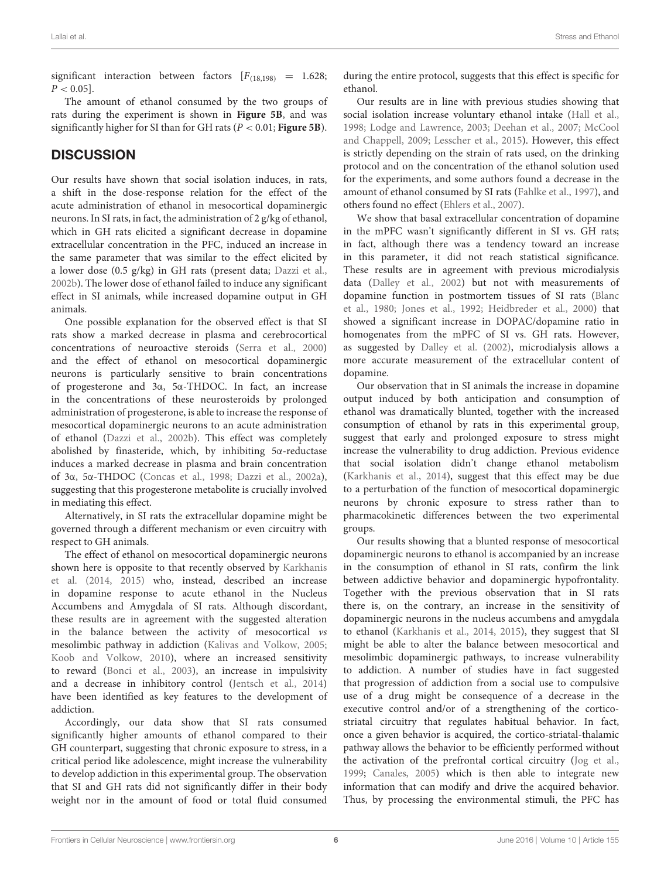significant interaction between factors [$F_{(18,198)} = 1.628$; $P < 0.05$].

The amount of ethanol consumed by the two groups of rats during the experiment is shown in **Figure 5B**, and was significantly higher for SI than for GH rats ($P < 0.01$; **Figure 5B**).

## DISCUSSION

Our results have shown that social isolation induces, in rats, a shift in the dose-response relation for the effect of the acute administration of ethanol in mesocortical dopaminergic neurons. In SI rats, in fact, the administration of 2 g/kg of ethanol, which in GH rats elicited a significant decrease in dopamine extracellular concentration in the PFC, induced an increase in the same parameter that was similar to the effect elicited by a lower dose (0.5 g/kg) in GH rats (present data; Dazzi et al., 2002b). The lower dose of ethanol failed to induce any significant effect in SI animals, while increased dopamine output in GH animals.

One possible explanation for the observed effect is that SI rats show a marked decrease in plasma and cerebrocortical concentrations of neuroactive steroids (Serra et al., 2000) and the effect of ethanol on mesocortical dopaminergic neurons is particularly sensitive to brain concentrations of progesterone and 3α, 5α-THDOC. In fact, an increase in the concentrations of these neurosteroids by prolonged administration of progesterone, is able to increase the response of mesocortical dopaminergic neurons to an acute administration of ethanol (Dazzi et al., 2002b). This effect was completely abolished by finasteride, which, by inhibiting 5α-reductase induces a marked decrease in plasma and brain concentration of 3α, 5α-THDOC (Concas et al., 1998; Dazzi et al., 2002a), suggesting that this progesterone metabolite is crucially involved in mediating this effect.

Alternatively, in SI rats the extracellular dopamine might be governed through a different mechanism or even circuitry with respect to GH animals.

The effect of ethanol on mesocortical dopaminergic neurons shown here is opposite to that recently observed by Karkhanis et al. (2014, 2015) who, instead, described an increase in dopamine response to acute ethanol in the Nucleus Accumbens and Amygdala of SI rats. Although discordant, these results are in agreement with the suggested alteration in the balance between the activity of mesocortical *vs* mesolimbic pathway in addiction (Kalivas and Volkow, 2005; Koob and Volkow, 2010), where an increased sensitivity to reward (Bonci et al., 2003), an increase in impulsivity and a decrease in inhibitory control (Jentsch et al., 2014) have been identified as key features to the development of addiction.

Accordingly, our data show that SI rats consumed significantly higher amounts of ethanol compared to their GH counterpart, suggesting that chronic exposure to stress, in a critical period like adolescence, might increase the vulnerability to develop addiction in this experimental group. The observation that SI and GH rats did not significantly differ in their body weight nor in the amount of food or total fluid consumed during the entire protocol, suggests that this effect is specific for ethanol.

Our results are in line with previous studies showing that social isolation increase voluntary ethanol intake (Hall et al., 1998; Lodge and Lawrence, 2003; Deehan et al., 2007; McCool and Chappell, 2009; Lesscher et al., 2015). However, this effect is strictly depending on the strain of rats used, on the drinking protocol and on the concentration of the ethanol solution used for the experiments, and some authors found a decrease in the amount of ethanol consumed by SI rats (Fahlke et al., 1997), and others found no effect (Ehlers et al., 2007).

We show that basal extracellular concentration of dopamine in the mPFC wasn't significantly different in SI vs. GH rats; in fact, although there was a tendency toward an increase in this parameter, it did not reach statistical significance. These results are in agreement with previous microdialysis data (Dalley et al., 2002) but not with measurements of dopamine function in postmortem tissues of SI rats (Blanc et al., 1980; Jones et al., 1992; Heidbreder et al., 2000) that showed a significant increase in DOPAC/dopamine ratio in homogenates from the mPFC of SI vs. GH rats. However, as suggested by Dalley et al. (2002), microdialysis allows a more accurate measurement of the extracellular content of dopamine.

Our observation that in SI animals the increase in dopamine output induced by both anticipation and consumption of ethanol was dramatically blunted, together with the increased consumption of ethanol by rats in this experimental group, suggest that early and prolonged exposure to stress might increase the vulnerability to drug addiction. Previous evidence that social isolation didn't change ethanol metabolism (Karkhanis et al., 2014), suggest that this effect may be due to a perturbation of the function of mesocortical dopaminergic neurons by chronic exposure to stress rather than to pharmacokinetic differences between the two experimental groups.

Our results showing that a blunted response of mesocortical dopaminergic neurons to ethanol is accompanied by an increase in the consumption of ethanol in SI rats, confirm the link between addictive behavior and dopaminergic hypofrontality. Together with the previous observation that in SI rats there is, on the contrary, an increase in the sensitivity of dopaminergic neurons in the nucleus accumbens and amygdala to ethanol (Karkhanis et al., 2014, 2015), they suggest that SI might be able to alter the balance between mesocortical and mesolimbic dopaminergic pathways, to increase vulnerability to addiction. A number of studies have in fact suggested that progression of addiction from a social use to compulsive use of a drug might be consequence of a decrease in the executive control and/or of a strengthening of the cortico-striatal circuitry that regulates habitual behavior. In fact, once a given behavior is acquired, the cortico-striatal-thalamic pathway allows the behavior to be efficiently performed without the activation of the prefrontal cortical circuitry (Jog et al., 1999; Canales, 2005) which is then able to integrate new information that can modify and drive the acquired behavior. Thus, by processing the environmental stimuli, the PFC has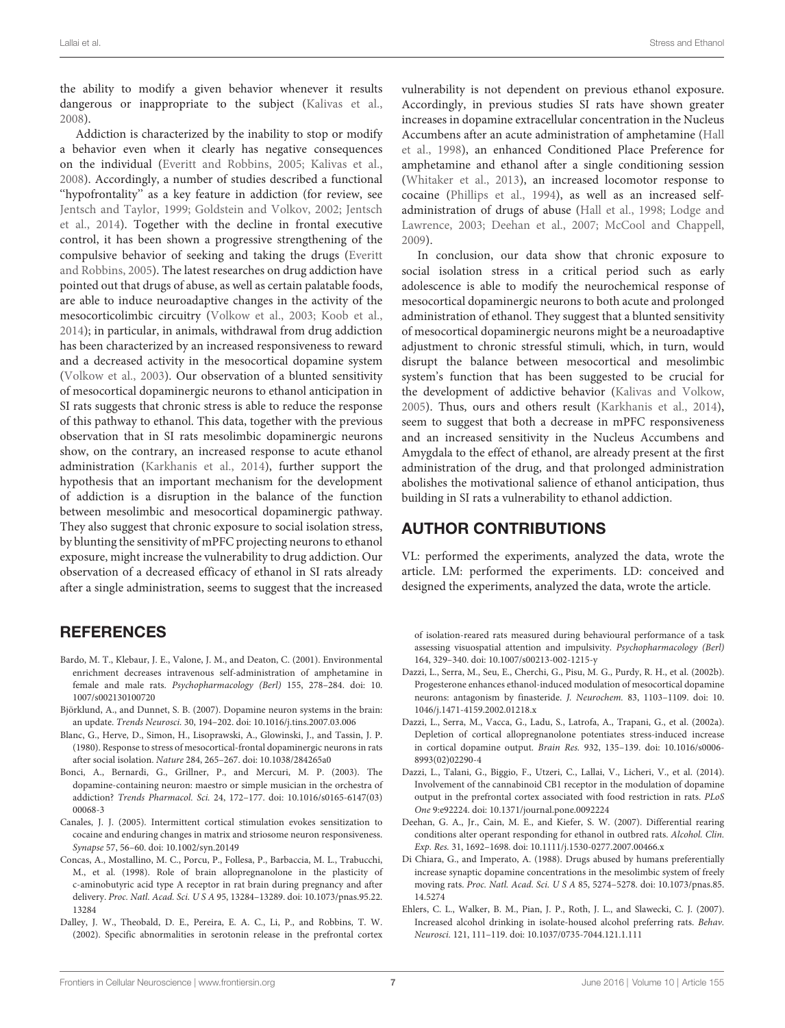the ability to modify a given behavior whenever it results dangerous or inappropriate to the subject (Kalivas et al., 2008).

Addiction is characterized by the inability to stop or modify a behavior even when it clearly has negative consequences on the individual (Everitt and Robbins, 2005; Kalivas et al., 2008). Accordingly, a number of studies described a functional "hypofrontality" as a key feature in addiction (for review, see Jentsch and Taylor, 1999; Goldstein and Volkov, 2002; Jentsch et al., 2014). Together with the decline in frontal executive control, it has been shown a progressive strengthening of the compulsive behavior of seeking and taking the drugs (Everitt and Robbins, 2005). The latest researches on drug addiction have pointed out that drugs of abuse, as well as certain palatable foods, are able to induce neuroadaptive changes in the activity of the mesocorticolimbic circuitry (Volkow et al., 2003; Koob et al., 2014); in particular, in animals, withdrawal from drug addiction has been characterized by an increased responsiveness to reward and a decreased activity in the mesocortical dopamine system (Volkow et al., 2003). Our observation of a blunted sensitivity of mesocortical dopaminergic neurons to ethanol anticipation in SI rats suggests that chronic stress is able to reduce the response of this pathway to ethanol. This data, together with the previous observation that in SI rats mesolimbic dopaminergic neurons show, on the contrary, an increased response to acute ethanol administration (Karkhanis et al., 2014), further support the hypothesis that an important mechanism for the development of addiction is a disruption in the balance of the function between mesolimbic and mesocortical dopaminergic pathway. They also suggest that chronic exposure to social isolation stress, by blunting the sensitivity of mPFC projecting neurons to ethanol exposure, might increase the vulnerability to drug addiction. Our observation of a decreased efficacy of ethanol in SI rats already after a single administration, seems to suggest that the increased vulnerability is not dependent on previous ethanol exposure. Accordingly, in previous studies SI rats have shown greater increases in dopamine extracellular concentration in the Nucleus Accumbens after an acute administration of amphetamine (Hall et al., 1998), an enhanced Conditioned Place Preference for amphetamine and ethanol after a single conditioning session (Whitaker et al., 2013), an increased locomotor response to cocaine (Phillips et al., 1994), as well as an increased self-administration of drugs of abuse (Hall et al., 1998; Lodge and Lawrence, 2003; Deehan et al., 2007; McCool and Chappell, 2009).

In conclusion, our data show that chronic exposure to social isolation stress in a critical period such as early adolescence is able to modify the neurochemical response of mesocortical dopaminergic neurons to both acute and prolonged administration of ethanol. They suggest that a blunted sensitivity of mesocortical dopaminergic neurons might be a neuroadaptive adjustment to chronic stressful stimuli, which, in turn, would disrupt the balance between mesocortical and mesolimbic system's function that has been suggested to be crucial for the development of addictive behavior (Kalivas and Volkow, 2005). Thus, ours and others result (Karkhanis et al., 2014), seem to suggest that both a decrease in mPFC responsiveness and an increased sensitivity in the Nucleus Accumbens and Amygdala to the effect of ethanol, are already present at the first administration of the drug, and that prolonged administration abolishes the motivational salience of ethanol anticipation, thus building in SI rats a vulnerability to ethanol addiction.

## AUTHOR CONTRIBUTIONS

VL: performed the experiments, analyzed the data, wrote the article. LM: performed the experiments. LD: conceived and designed the experiments, analyzed the data, wrote the article.

## REFERENCES

Bardo, M. T., Klebaur, J. E., Valone, J. M., and Deaton, C. (2001). Environmental enrichment decreases intravenous self-administration of amphetamine in female and male rats. *Psychopharmacology (Berl)* 155, 278–284. doi: 10.1007/s002130100720

Björklund, A., and Dunnet, S. B. (2007). Dopamine neuron systems in the brain: an update. *Trends Neurosci.* 30, 194–202. doi: 10.1016/j.tins.2007.03.006

Blanc, G., Herve, D., Simon, H., Lisoprawski, A., Glowinski, J., and Tassin, J. P. (1980). Response to stress of mesocortical-frontal dopaminergic neurons in rats after social isolation. *Nature* 284, 265–267. doi: 10.1038/284265a0

Bonci, A., Bernardi, G., Grillner, P., and Mercuri, M. P. (2003). The dopamine-containing neuron: maestro or simple musician in the orchestra of addiction? *Trends Pharmacol. Sci.* 24, 172–177. doi: 10.1016/s0165-6147(03)00068-3

Canales, J. J. (2005). Intermittent cortical stimulation evokes sensitization to cocaine and enduring changes in matrix and striosome neuron responsiveness. *Synapse* 57, 56–60. doi: 10.1002/syn.20149

Concas, A., Mostallino, M. C., Porcu, P., Follesa, P., Barbaccia, M. L., Trabucchi, M., et al. (1998). Role of brain allopregnanolone in the plasticity of c-aminobutyric acid type A receptor in rat brain during pregnancy and after delivery. *Proc. Natl. Acad. Sci. U S A* 95, 13284–13289. doi: 10.1073/pnas.95.22.13284

Dalley, J. W., Theobald, D. E., Pereira, E. A. C., Li, P., and Robbins, T. W. (2002). Specific abnormalities in serotonin release in the prefrontal cortex of isolation-reared rats measured during behavioural performance of a task assessing visuospatial attention and impulsivity. *Psychopharmacology (Berl)* 164, 329–340. doi: 10.1007/s00213-002-1215-y

Dazzi, L., Serra, M., Seu, E., Cherchi, G., Pisu, M. G., Purdy, R. H., et al. (2002b). Progesterone enhances ethanol-induced modulation of mesocortical dopamine neurons: antagonism by finasteride. *J. Neurochem.* 83, 1103–1109. doi: 10.1046/j.1471-4159.2002.01218.x

Dazzi, L., Serra, M., Vacca, G., Ladu, S., Latrofa, A., Trapani, G., et al. (2002a). Depletion of cortical allopregnanolone potentiates stress-induced increase in cortical dopamine output. *Brain Res.* 932, 135–139. doi: 10.1016/s0006-8993(02)02290-4

Dazzi, L., Talani, G., Biggio, F., Utzeri, C., Lallai, V., Licheri, V., et al. (2014). Involvement of the cannabinoid CB1 receptor in the modulation of dopamine output in the prefrontal cortex associated with food restriction in rats. *PLoS One* 9:e92224. doi: 10.1371/journal.pone.0092224

Deehan, G. A., Jr., Cain, M. E., and Kiefer, S. W. (2007). Differential rearing conditions alter operant responding for ethanol in outbred rats. *Alcohol. Clin. Exp. Res.* 31, 1692–1698. doi: 10.1111/j.1530-0277.2007.00466.x

Di Chiara, G., and Imperato, A. (1988). Drugs abused by humans preferentially increase synaptic dopamine concentrations in the mesolimbic system of freely moving rats. *Proc. Natl. Acad. Sci. U S A* 85, 5274–5278. doi: 10.1073/pnas.85.14.5274

Ehlers, C. L., Walker, B. M., Pian, J. P., Roth, J. L., and Slawecki, C. J. (2007). Increased alcohol drinking in isolate-housed alcohol preferring rats. *Behav. Neurosci.* 121, 111–119. doi: 10.1037/0735-7044.121.1.111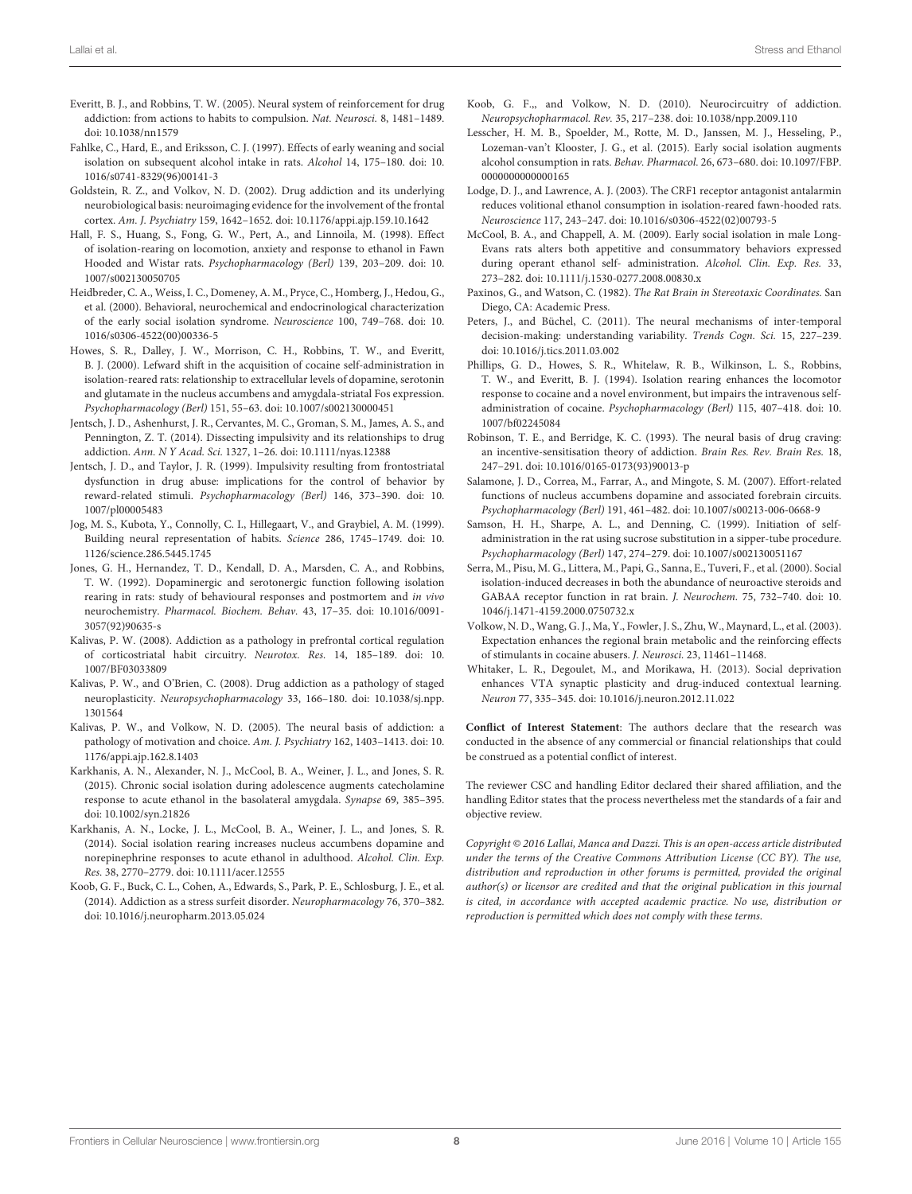Everitt, B. J., and Robbins, T. W. (2005). Neural system of reinforcement for drug addiction: from actions to habits to compulsion. *Nat. Neurosci.* 8, 1481–1489. doi: 10.1038/nn1579

Fahlke, C., Hard, E., and Eriksson, C. J. (1997). Effects of early weaning and social isolation on subsequent alcohol intake in rats. *Alcohol* 14, 175–180. doi: 10.1016/s0741-8329(96)00141-3

Goldstein, R. Z., and Volkov, N. D. (2002). Drug addiction and its underlying neurobiological basis: neuroimaging evidence for the involvement of the frontal cortex. *Am. J. Psychiatry* 159, 1642–1652. doi: 10.1176/appi.ajp.159.10.1642

Hall, F. S., Huang, S., Fong, G. W., Pert, A., and Linnoila, M. (1998). Effect of isolation-rearing on locomotion, anxiety and response to ethanol in Fawn Hooded and Wistar rats. *Psychopharmacology (Berl)* 139, 203–209. doi: 10.1007/s002130050705

Heidbreder, C. A., Weiss, I. C., Domeney, A. M., Pryce, C., Homberg, J., Hedou, G., et al. (2000). Behavioral, neurochemical and endocrinological characterization of the early social isolation syndrome. *Neuroscience* 100, 749–768. doi: 10.1016/s0306-4522(00)00336-5

Howes, S. R., Dalley, J. W., Morrison, C. H., Robbins, T. W., and Everitt, B. J. (2000). Leftward shift in the acquisition of cocaine self-administration in isolation-reared rats: relationship to extracellular levels of dopamine, serotonin and glutamate in the nucleus accumbens and amygdala-striatal Fos expression. *Psychopharmacology (Berl)* 151, 55–63. doi: 10.1007/s002130000451

Jentsch, J. D., Ashenhurst, J. R., Cervantes, M. C., Groman, S. M., James, A. S., and Pennington, Z. T. (2014). Dissecting impulsivity and its relationships to drug addiction. *Ann. N Y Acad. Sci.* 1327, 1–26. doi: 10.1111/nyas.12388

Jentsch, J. D., and Taylor, J. R. (1999). Impulsivity resulting from frontostriatal dysfunction in drug abuse: implications for the control of behavior by reward-related stimuli. *Psychopharmacology (Berl)* 146, 373–390. doi: 10.1007/pl00005483

Jog, M. S., Kubota, Y., Connolly, C. I., Hillegaart, V., and Graybiel, A. M. (1999). Building neural representation of habits. *Science* 286, 1745–1749. doi: 10.1126/science.286.5445.1745

Jones, G. H., Hernandez, T. D., Kendall, D. A., Marsden, C. A., and Robbins, T. W. (1992). Dopaminergic and serotonergic function following isolation rearing in rats: study of behavioural responses and postmortem and *in vivo* neurochemistry. *Pharmacol. Biochem. Behav.* 43, 17–35. doi: 10.1016/0091-3057(92)90635-s

Kalivas, P. W. (2008). Addiction as a pathology in prefrontal cortical regulation of corticostriatal habit circuitry. *Neurotox. Res.* 14, 185–189. doi: 10.1007/BF03033809

Kalivas, P. W., and O'Brien, C. (2008). Drug addiction as a pathology of staged neuroplasticity. *Neuropsychopharmacology* 33, 166–180. doi: 10.1038/sj.npp.1301564

Kalivas, P. W., and Volkow, N. D. (2005). The neural basis of addiction: a pathology of motivation and choice. *Am. J. Psychiatry* 162, 1403–1413. doi: 10.1176/appi.ajp.162.8.1403

Karkhanis, A. N., Alexander, N. J., McCool, B. A., Weiner, J. L., and Jones, S. R. (2015). Chronic social isolation during adolescence augments catecholamine response to acute ethanol in the basolateral amygdala. *Synapse* 69, 385–395. doi: 10.1002/syn.21826

Karkhanis, A. N., Locke, J. L., McCool, B. A., Weiner, J. L., and Jones, S. R. (2014). Social isolation rearing increases nucleus accumbens dopamine and norepinephrine responses to acute ethanol in adulthood. *Alcohol. Clin. Exp. Res.* 38, 2770–2779. doi: 10.1111/acer.12555

Koob, G. F., Buck, C. L., Cohen, A., Edwards, S., Park, P. E., Schlosburg, J. E., et al. (2014). Addiction as a stress surfeit disorder. *Neuropharmacology* 76, 370–382. doi: 10.1016/j.neuropharm.2013.05.024

Koob, G. F.,, and Volkow, N. D. (2010). Neurocircuitry of addiction. *Neuropsychopharmacol. Rev.* 35, 217–238. doi: 10.1038/npp.2009.110

Lesscher, H. M. B., Spoelder, M., Rotte, M. D., Janssen, M. J., Hesseling, P., Lozeman-van't Klooster, J. G., et al. (2015). Early social isolation augments alcohol consumption in rats. *Behav. Pharmacol.* 26, 673–680. doi: 10.1097/FBP.0000000000000165

Lodge, D. J., and Lawrence, A. J. (2003). The CRF1 receptor antagonist antalarmin reduces volitional ethanol consumption in isolation-reared fawn-hooded rats. *Neuroscience* 117, 243–247. doi: 10.1016/s0306-4522(02)00793-5

McCool, B. A., and Chappell, A. M. (2009). Early social isolation in male Long-Evans rats alters both appetitive and consummatory behaviors expressed during operant ethanol self- administration. *Alcohol. Clin. Exp. Res.* 33, 273–282. doi: 10.1111/j.1530-0277.2008.00830.x

Paxinos, G., and Watson, C. (1982). *The Rat Brain in Stereotaxic Coordinates.* San Diego, CA: Academic Press.

Peters, J., and Büchel, C. (2011). The neural mechanisms of inter-temporal decision-making: understanding variability. *Trends Cogn. Sci.* 15, 227–239. doi: 10.1016/j.tics.2011.03.002

Phillips, G. D., Howes, S. R., Whitelaw, R. B., Wilkinson, L. S., Robbins, T. W., and Everitt, B. J. (1994). Isolation rearing enhances the locomotor response to cocaine and a novel environment, but impairs the intravenous self-administration of cocaine. *Psychopharmacology (Berl)* 115, 407–418. doi: 10.1007/bf02245084

Robinson, T. E., and Berridge, K. C. (1993). The neural basis of drug craving: an incentive-sensitisation theory of addiction. *Brain Res. Rev. Brain Res.* 18, 247–291. doi: 10.1016/0165-0173(93)90013-p

Salamone, J. D., Correa, M., Farrar, A., and Mingote, S. M. (2007). Effort-related functions of nucleus accumbens dopamine and associated forebrain circuits. *Psychopharmacology (Berl)* 191, 461–482. doi: 10.1007/s00213-006-0668-9

Samson, H. H., Sharpe, A. L., and Denning, C. (1999). Initiation of self-administration in the rat using sucrose substitution in a sipper-tube procedure. *Psychopharmacology (Berl)* 147, 274–279. doi: 10.1007/s002130051167

Serra, M., Pisu, M. G., Littera, M., Papi, G., Sanna, E., Tuveri, F., et al. (2000). Social isolation-induced decreases in both the abundance of neuroactive steroids and GABAA receptor function in rat brain. *J. Neurochem.* 75, 732–740. doi: 10.1046/j.1471-4159.2000.0750732.x

Volkow, N. D., Wang, G. J., Ma, Y., Fowler, J. S., Zhu, W., Maynard, L., et al. (2003). Expectation enhances the regional brain metabolic and the reinforcing effects of stimulants in cocaine abusers. *J. Neurosci.* 23, 11461–11468.

Whitaker, L. R., Degoulet, M., and Morikawa, H. (2013). Social deprivation enhances VTA synaptic plasticity and drug-induced contextual learning. *Neuron* 77, 335–345. doi: 10.1016/j.neuron.2012.11.022

**Conflict of Interest Statement**: The authors declare that the research was conducted in the absence of any commercial or financial relationships that could be construed as a potential conflict of interest.

The reviewer CSC and handling Editor declared their shared affiliation, and the handling Editor states that the process nevertheless met the standards of a fair and objective review.

*Copyright © 2016 Lallai, Manca and Dazzi. This is an open-access article distributed under the terms of the Creative Commons Attribution License (CC BY). The use, distribution and reproduction in other forums is permitted, provided the original author(s) or licensor are credited and that the original publication in this journal is cited, in accordance with accepted academic practice. No use, distribution or reproduction is permitted which does not comply with these terms.*